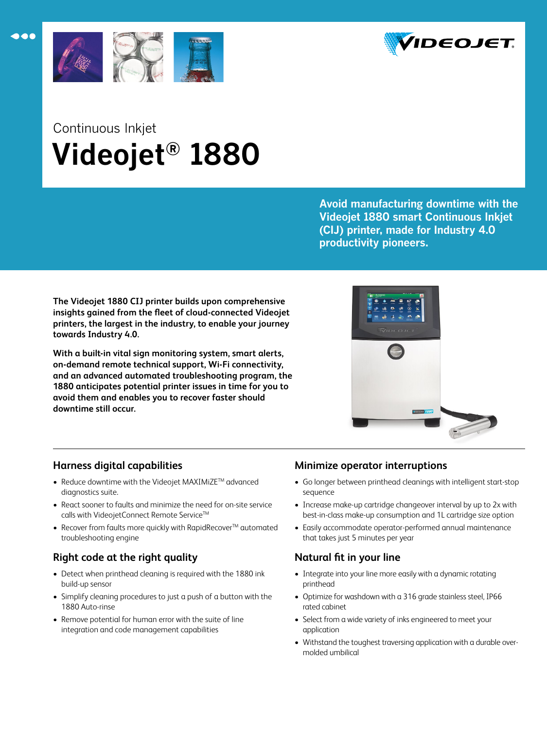Continuous Inkjet

# Videojet® 1880

**Avoid manufacturing downtime with the Videojet 1880 smart Continuous Inkjet (CIJ) printer, made for Industry 4.0 productivity pioneers.**

**The Videojet 1880 CIJ printer builds upon comprehensive insights gained from the fleet of cloud-connected Videojet printers, the largest in the industry, to enable your journey towards Industry 4.0.**

**With a built-in vital sign monitoring system, smart alerts, on-demand remote technical support, Wi-Fi connectivity, and an advanced automated troubleshooting program, the 1880 anticipates potential printer issues in time for you to avoid them and enables you to recover faster should downtime still occur.**

## Harness digital capabilities

- Reduce downtime with the Videojet MAXIMiZE™ advanced diagnostics suite.
- React sooner to faults and minimize the need for on-site service calls with VideojetConnect Remote Service™
- Recover from faults more quickly with RapidRecover™ automated troubleshooting engine

## Right code at the right quality

- Detect when printhead cleaning is required with the 1880 ink build-up sensor
- Simplify cleaning procedures to just a push of a button with the 1880 Auto-rinse
- Remove potential for human error with the suite of line integration and code management capabilities

## Minimize operator interruptions

- Go longer between printhead cleanings with intelligent start-stop sequence
- Increase make-up cartridge changeover interval by up to 2x with best-in-class make-up consumption and 1L cartridge size option
- Easily accommodate operator-performed annual maintenance that takes just 5 minutes per year

## Natural fit in your line

- Integrate into your line more easily with a dynamic rotating printhead
- Optimize for washdown with a 316 grade stainless steel, IP66 rated cabinet
- Select from a wide variety of inks engineered to meet your application
- Withstand the toughest traversing application with a durable over-molded umbilical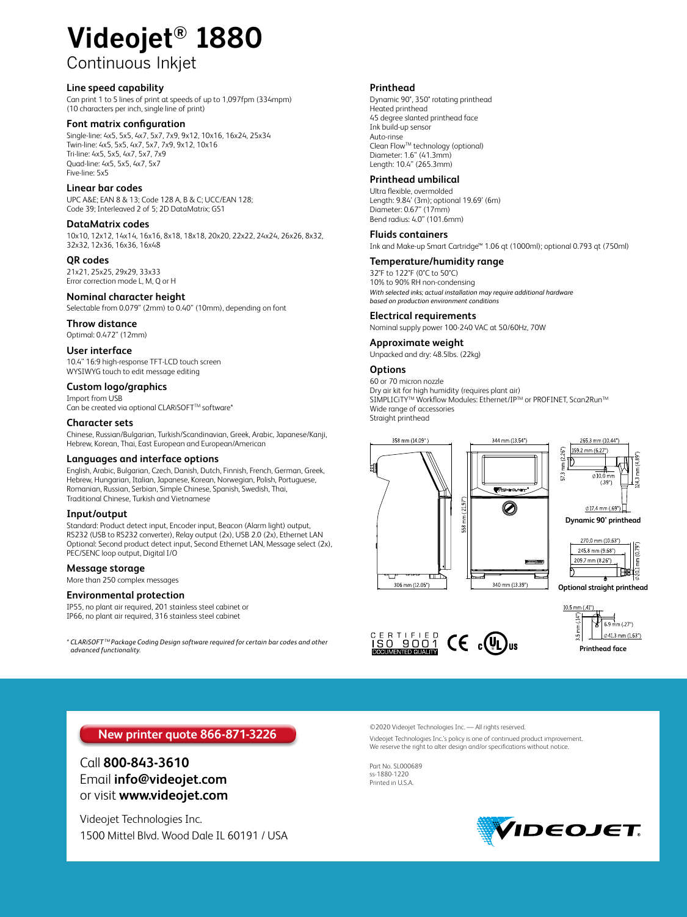# Videojet® 1880

Continuous Inkjet

### Line speed capability

Can print 1 to 5 lines of print at speeds of up to 1,097fpm (334mpm)
(10 characters per inch, single line of print)

### Font matrix configuration

Single-line: 4x5, 5x5, 4x7, 5x7, 7x9, 9x12, 10x16, 16x24, 25x34
Twin-line: 4x5, 5x5, 4x7, 5x7, 7x9, 9x12, 10x16
Tri-line: 4x5, 5x5, 4x7, 5x7, 7x9
Quad-line: 4x5, 5x5, 4x7, 5x7
Five-line: 5x5

### Linear bar codes

UPC A&E; EAN 8 & 13; Code 128 A, B & C; UCC/EAN 128;
Code 39; Interleaved 2 of 5; 2D DataMatrix; GS1

### DataMatrix codes

10x10, 12x12, 14x14, 16x16, 8x18, 18x18, 20x20, 22x22, 24x24, 26x26, 8x32, 32x32, 12x36, 16x36, 16x48

### QR codes

21x21, 25x25, 29x29, 33x33
Error correction mode L, M, Q or H

### Nominal character height

Selectable from 0.079" (2mm) to 0.40" (10mm), depending on font

### Throw distance

Optimal: 0.472" (12mm)

### User interface

10.4" 16:9 high-response TFT-LCD touch screen
WYSIWYG touch to edit message editing

### Custom logo/graphics

Import from USB
Can be created via optional CLARiSOFT™ software*

### Character sets

Chinese, Russian/Bulgarian, Turkish/Scandinavian, Greek, Arabic, Japanese/Kanji, Hebrew, Korean, Thai, East European and European/American

### Languages and interface options

English, Arabic, Bulgarian, Czech, Danish, Dutch, Finnish, French, German, Greek, Hebrew, Hungarian, Italian, Japanese, Korean, Norwegian, Polish, Portuguese, Romanian, Russian, Serbian, Simple Chinese, Spanish, Swedish, Thai, Traditional Chinese, Turkish and Vietnamese

### Input/output

Standard: Product detect input, Encoder input, Beacon (Alarm light) output, RS232 (USB to RS232 converter), Relay output (2x), USB 2.0 (2x), Ethernet LAN
Optional: Second product detect input, Second Ethernet LAN, Message select (2x), PEC/SENC loop output, Digital I/O

### Message storage

More than 250 complex messages

### Environmental protection

IP55, no plant air required, 201 stainless steel cabinet or
IP66, no plant air required, 316 stainless steel cabinet

*\* CLARiSOFT™ Package Coding Design software required for certain bar codes and other advanced functionality.*

### Printhead

Dynamic 90°, 350° rotating printhead
Heated printhead
45 degree slanted printhead face
Ink build-up sensor
Auto-rinse
Clean Flow™ technology (optional)
Diameter: 1.6" (41.3mm)
Length: 10.4" (265.3mm)

### Printhead umbilical

Ultra flexible, overmolded
Length: 9.84' (3m); optional 19.69' (6m)
Diameter: 0.67" (17mm)
Bend radius: 4.0" (101.6mm)

### Fluids containers

Ink and Make-up Smart Cartridge™ 1.06 qt (1000ml); optional 0.793 qt (750ml)

### Temperature/humidity range

32°F to 122°F (0°C to 50°C)
10% to 90% RH non-condensing
*With selected inks; actual installation may require additional hardware based on production environment conditions*

### Electrical requirements

Nominal supply power 100-240 VAC at 50/60Hz, 70W

### Approximate weight

Unpacked and dry: 48.5lbs. (22kg)

### Options

60 or 70 micron nozzle
Dry air kit for high humidity (requires plant air)
SIMPLICiTY™ Workflow Modules: Ethernet/IP™ or PROFINET, Scan2Run™
Wide range of accessories
Straight printhead

358 mm (14.09")
558 mm (21.97")
306 mm (12.05")
344 mm (13.54")
340 mm (13.39")

265.3 mm (10.44")
159.2 mm (6.27")
57.3 mm (2.26")
124.3 mm (4.89")
⌀10.0 mm (.39")
⌀17.4 mm (.69")

Dynamic 90° printhead

270.0 mm (10.63")
245.8 mm (9.68")
209.7 mm (8.26")
⌀20.1 mm (0.79")

Optional straight printhead

10.5 mm (.41")
3.5 mm (.14")
6.9 mm (.27")
⌀41.3 mm (1.63")

Printhead face

CERTIFIED ISO 9001 DOCUMENTED QUALITY

**New printer quote 866-871-3226**

Call **800-843-3610**
Email **info@videojet.com**
or visit **www.videojet.com**

Videojet Technologies Inc.
1500 Mittel Blvd. Wood Dale IL 60191 / USA

©2020 Videojet Technologies Inc. — All rights reserved.

Videojet Technologies Inc.'s policy is one of continued product improvement. We reserve the right to alter design and/or specifications without notice.

Part No. SL000689
ss-1880-1220
Printed in U.S.A.